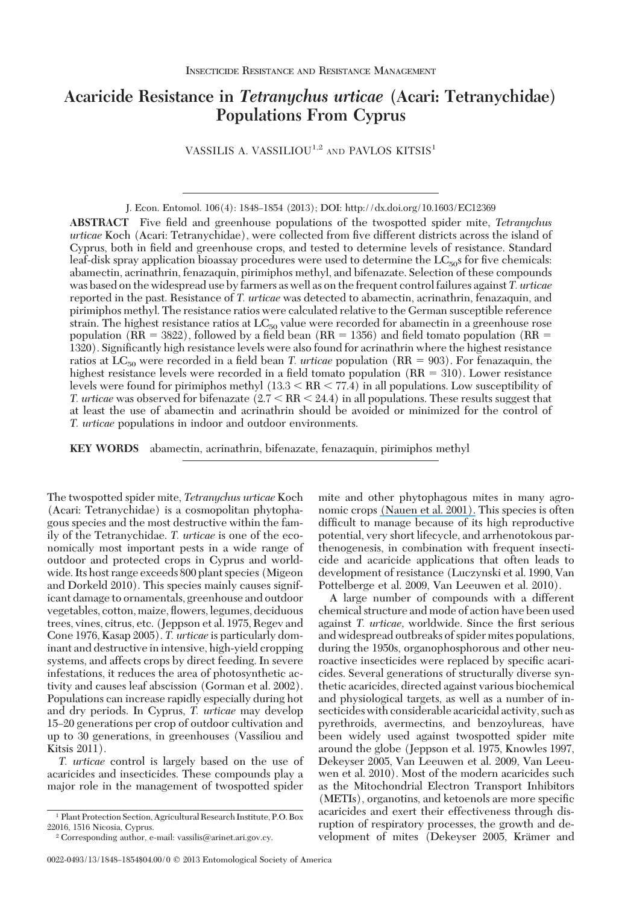Insecticide Resistance and Resistance Management

# Acaricide Resistance in *Tetranychus urticae* (Acari: Tetranychidae) Populations From Cyprus

VASSILIS A. VASSILIOU[1,2] AND PAVLOS KITSIS[1]

J. Econ. Entomol. 106(4): 1848–1854 (2013); DOI: http://dx.doi.org/10.1603/EC12369

**ABSTRACT** Five field and greenhouse populations of the twospotted spider mite, *Tetranychus urticae* Koch (Acari: Tetranychidae), were collected from five different districts across the island of Cyprus, both in field and greenhouse crops, and tested to determine levels of resistance. Standard leaf-disk spray application bioassay procedures were used to determine the $LC_{50}$s for five chemicals: abamectin, acrinathrin, fenazaquin, pirimiphos methyl, and bifenazate. Selection of these compounds was based on the widespread use by farmers as well as on the frequent control failures against *T. urticae* reported in the past. Resistance of *T. urticae* was detected to abamectin, acrinathrin, fenazaquin, and pirimiphos methyl. The resistance ratios were calculated relative to the German susceptible reference strain. The highest resistance ratios at $LC_{50}$ value were recorded for abamectin in a greenhouse rose population (RR = 3822), followed by a field bean (RR = 1356) and field tomato population (RR = 1320). Significantly high resistance levels were also found for acrinathrin where the highest resistance ratios at $LC_{50}$ were recorded in a field bean *T. urticae* population (RR = 903). For fenazaquin, the highest resistance levels were recorded in a field tomato population (RR = 310). Lower resistance levels were found for pirimiphos methyl ($13.3 < RR < 77.4$) in all populations. Low susceptibility of *T. urticae* was observed for bifenazate ($2.7 < RR < 24.4$) in all populations. These results suggest that at least the use of abamectin and acrinathrin should be avoided or minimized for the control of *T. urticae* populations in indoor and outdoor environments.

**KEY WORDS** abamectin, acrinathrin, bifenazate, fenazaquin, pirimiphos methyl

The twospotted spider mite, *Tetranychus urticae* Koch (Acari: Tetranychidae) is a cosmopolitan phytophagous species and the most destructive within the family of the Tetranychidae. *T. urticae* is one of the economically most important pests in a wide range of outdoor and protected crops in Cyprus and worldwide. Its host range exceeds 800 plant species (Migeon and Dorkeld 2010). This species mainly causes significant damage to ornamentals, greenhouse and outdoor vegetables, cotton, maize, flowers, legumes, deciduous trees, vines, citrus, etc. (Jeppson et al. 1975, Regev and Cone 1976, Kasap 2005). *T. urticae* is particularly dominant and destructive in intensive, high-yield cropping systems, and affects crops by direct feeding. In severe infestations, it reduces the area of photosynthetic activity and causes leaf abscission (Gorman et al. 2002). Populations can increase rapidly especially during hot and dry periods. In Cyprus, *T. urticae* may develop 15–20 generations per crop of outdoor cultivation and up to 30 generations, in greenhouses (Vassiliou and Kitsis 2011).

*T. urticae* control is largely based on the use of acaricides and insecticides. These compounds play a major role in the management of twospotted spider mite and other phytophagous mites in many agronomic crops (Nauen et al. 2001). This species is often difficult to manage because of its high reproductive potential, very short lifecycle, and arrhenotokous parthenogenesis, in combination with frequent insecticide and acaricide applications that often leads to development of resistance (Luczynski et al. 1990, Van Pottelberge et al. 2009, Van Leeuwen et al. 2010).

A large number of compounds with a different chemical structure and mode of action have been used against *T. urticae*, worldwide. Since the first serious and widespread outbreaks of spider mites populations, during the 1950s, organophosphorous and other neuroactive insecticides were replaced by specific acaricides. Several generations of structurally diverse synthetic acaricides, directed against various biochemical and physiological targets, as well as a number of insecticides with considerable acaricidal activity, such as pyrethroids, avermectins, and benzoylureas, have been widely used against twospotted spider mite around the globe (Jeppson et al. 1975, Knowles 1997, Dekeyser 2005, Van Leeuwen et al. 2009, Van Leeuwen et al. 2010). Most of the modern acaricides such as the Mitochondrial Electron Transport Inhibitors (METIs), organotins, and ketoenols are more specific acaricides and exert their effectiveness through disruption of respiratory processes, the growth and development of mites (Dekeyser 2005, Krämer and

[1] Plant Protection Section, Agricultural Research Institute, P.O. Box 22016, 1516 Nicosia, Cyprus.

[2] Corresponding author, e-mail: vassilis@arinet.ari.gov.cy.

0022-0493/13/1848–1854$04.00/0 © 2013 Entomological Society of America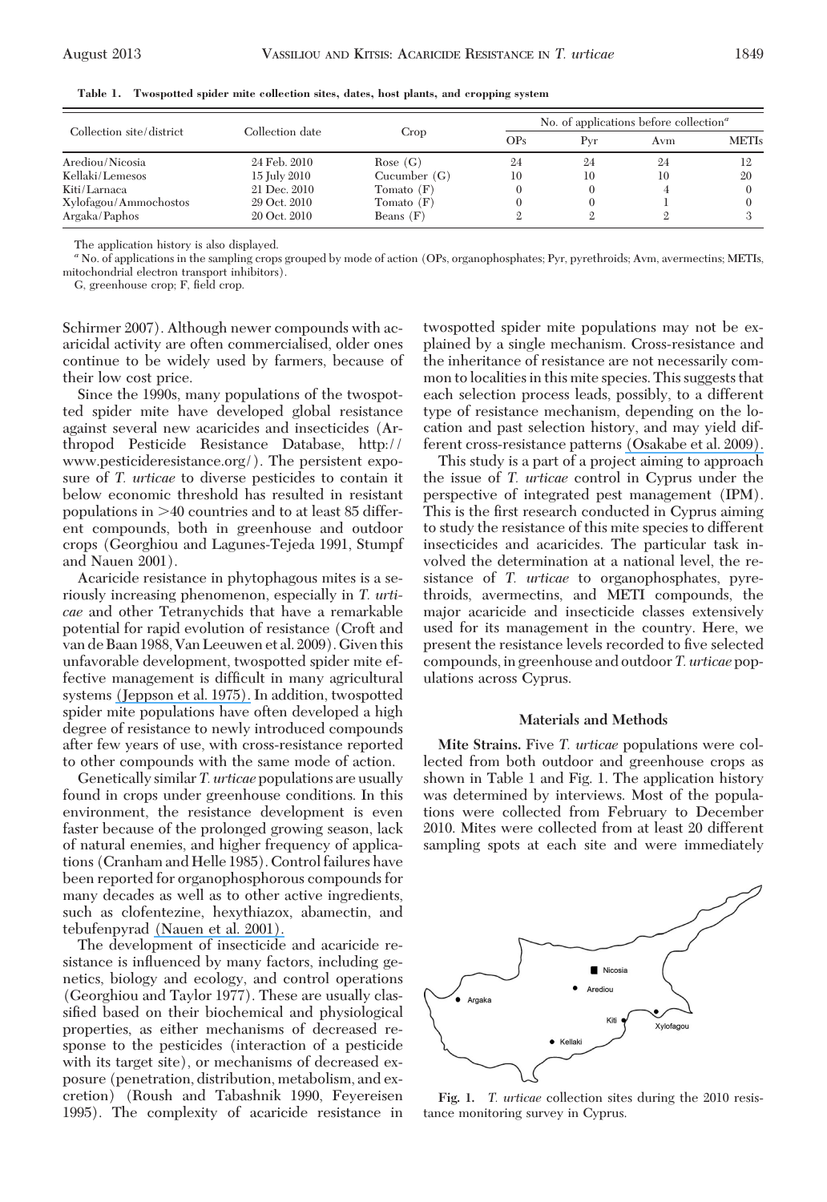Table 1. Twospotted spider mite collection sites, dates, host plants, and cropping system

| Collection site/district | Collection date | Crop | No. of applications before collection[a] | | | |
|---|---|---|---|---|---|---|
| | | | OPs | Pyr | Avm | METIs |
| Arediou/Nicosia | 24 Feb. 2010 | Rose (G) | 24 | 24 | 24 | 12 |
| Kellaki/Lemesos | 15 July 2010 | Cucumber (G) | 10 | 10 | 10 | 20 |
| Kiti/Larnaca | 21 Dec. 2010 | Tomato (F) | 0 | 0 | 4 | 0 |
| Xylofagou/Ammochostos | 29 Oct. 2010 | Tomato (F) | 0 | 0 | 1 | 0 |
| Argaka/Paphos | 20 Oct. 2010 | Beans (F) | 2 | 2 | 2 | 3 |

The application history is also displayed.

[a] No. of applications in the sampling crops grouped by mode of action (OPs, organophosphates; Pyr, pyrethroids; Avm, avermectins; METIs, mitochondrial electron transport inhibitors).

G, greenhouse crop; F, field crop.

Schirmer 2007). Although newer compounds with acaricidal activity are often commercialised, older ones continue to be widely used by farmers, because of their low cost price.

Since the 1990s, many populations of the twospotted spider mite have developed global resistance against several new acaricides and insecticides (Arthropod Pesticide Resistance Database, http://www.pesticideresistance.org/). The persistent exposure of *T. urticae* to diverse pesticides to contain it below economic threshold has resulted in resistant populations in >40 countries and to at least 85 different compounds, both in greenhouse and outdoor crops (Georghiou and Lagunes-Tejeda 1991, Stumpf and Nauen 2001).

Acaricide resistance in phytophagous mites is a seriously increasing phenomenon, especially in *T. urticae* and other Tetranychids that have a remarkable potential for rapid evolution of resistance (Croft and van de Baan 1988, Van Leeuwen et al. 2009). Given this unfavorable development, twospotted spider mite effective management is difficult in many agricultural systems (Jeppson et al. 1975). In addition, twospotted spider mite populations have often developed a high degree of resistance to newly introduced compounds after few years of use, with cross-resistance reported to other compounds with the same mode of action.

Genetically similar *T. urticae* populations are usually found in crops under greenhouse conditions. In this environment, the resistance development is even faster because of the prolonged growing season, lack of natural enemies, and higher frequency of applications (Cranham and Helle 1985). Control failures have been reported for organophosphorous compounds for many decades as well as to other active ingredients, such as clofentezine, hexythiazox, abamectin, and tebufenpyrad (Nauen et al. 2001).

The development of insecticide and acaricide resistance is influenced by many factors, including genetics, biology and ecology, and control operations (Georghiou and Taylor 1977). These are usually classified based on their biochemical and physiological properties, as either mechanisms of decreased response to the pesticides (interaction of a pesticide with its target site), or mechanisms of decreased exposure (penetration, distribution, metabolism, and excretion) (Roush and Tabashnik 1990, Feyereisen 1995). The complexity of acaricide resistance in twospotted spider mite populations may not be explained by a single mechanism. Cross-resistance and the inheritance of resistance are not necessarily common to localities in this mite species. This suggests that each selection process leads, possibly, to a different type of resistance mechanism, depending on the location and past selection history, and may yield different cross-resistance patterns (Osakabe et al. 2009).

This study is a part of a project aiming to approach the issue of *T. urticae* control in Cyprus under the perspective of integrated pest management (IPM). This is the first research conducted in Cyprus aiming to study the resistance of this mite species to different insecticides and acaricides. The particular task involved the determination at a national level, the resistance of *T. urticae* to organophosphates, pyrethroids, avermectins, and METI compounds, the major acaricide and insecticide classes extensively used for its management in the country. Here, we present the resistance levels recorded to five selected compounds, in greenhouse and outdoor *T. urticae* populations across Cyprus.

## Materials and Methods

**Mite Strains.** Five *T. urticae* populations were collected from both outdoor and greenhouse crops as shown in Table 1 and Fig. 1. The application history was determined by interviews. Most of the populations were collected from February to December 2010. Mites were collected from at least 20 different sampling spots at each site and were immediately

Nicosia
Arediou
Argaka
Kiti
Xylofagou
Kellaki

Fig. 1. *T. urticae* collection sites during the 2010 resistance monitoring survey in Cyprus.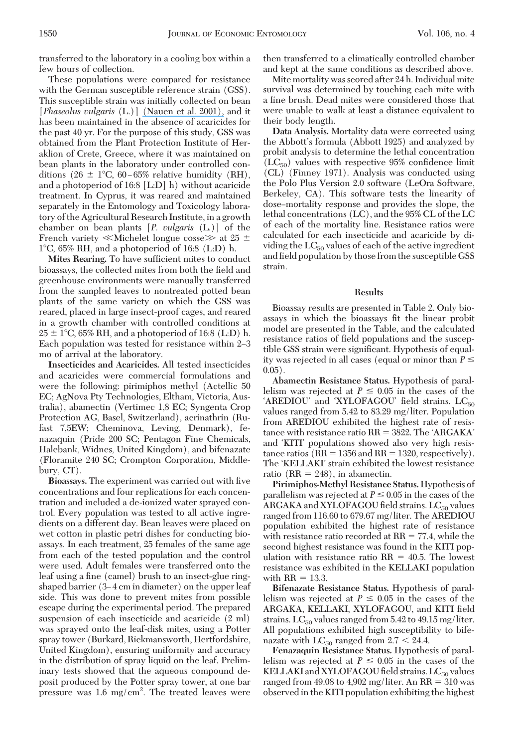transferred to the laboratory in a cooling box within a few hours of collection.

These populations were compared for resistance with the German susceptible reference strain (GSS). This susceptible strain was initially collected on bean [*Phaseolus vulgaris* (L.)] (Nauen et al. 2001), and it has been maintained in the absence of acaricides for the past 40 yr. For the purpose of this study, GSS was obtained from the Plant Protection Institute of Heraklion of Crete, Greece, where it was maintained on bean plants in the laboratory under controlled conditions (26 ± 1°C, 60–65% relative humidity (RH), and a photoperiod of 16:8 [L:D] h) without acaricide treatment. In Cyprus, it was reared and maintained separately in the Entomology and Toxicology laboratory of the Agricultural Research Institute, in a growth chamber on bean plants [*P. vulgaris* (L.)] of the French variety ≪Michelet longue cosse≫ at 25 ± 1°C, 65% RH, and a photoperiod of 16:8 (L:D) h.

**Mites Rearing.** To have sufficient mites to conduct bioassays, the collected mites from both the field and greenhouse environments were manually transferred from the sampled leaves to nontreated potted bean plants of the same variety on which the GSS was reared, placed in large insect-proof cages, and reared in a growth chamber with controlled conditions at 25 ± 1°C, 65% RH, and a photoperiod of 16:8 (L:D) h. Each population was tested for resistance within 2–3 mo of arrival at the laboratory.

**Insecticides and Acaricides.** All tested insecticides and acaricides were commercial formulations and were the following: pirimiphos methyl (Actellic 50 EC; AgNova Pty Technologies, Eltham, Victoria, Australia), abamectin (Vertimec 1,8 EC; Syngenta Crop Protection AG, Basel, Switzerland), acrinathrin (Rufast 7,5EW; Cheminova, Leving, Denmark), fenazaquin (Pride 200 SC; Pentagon Fine Chemicals, Halebank, Widnes, United Kingdom), and bifenazate (Floramite 240 SC; Crompton Corporation, Middlebury, CT).

**Bioassays.** The experiment was carried out with five concentrations and four replications for each concentration and included a de-ionized water sprayed control. Every population was tested to all active ingredients on a different day. Bean leaves were placed on wet cotton in plastic petri dishes for conducting bioassays. In each treatment, 25 females of the same age from each of the tested population and the control were used. Adult females were transferred onto the leaf using a fine (camel) brush to an insect-glue ring-shaped barrier (3–4 cm in diameter) on the upper leaf side. This was done to prevent mites from possible escape during the experimental period. The prepared suspension of each insecticide and acaricide (2 ml) was sprayed onto the leaf-disk mites, using a Potter spray tower (Burkard, Rickmansworth, Hertfordshire, United Kingdom), ensuring uniformity and accuracy in the distribution of spray liquid on the leaf. Preliminary tests showed that the aqueous compound deposit produced by the Potter spray tower, at one bar pressure was 1.6 mg/cm$^2$. The treated leaves were then transferred to a climatically controlled chamber and kept at the same conditions as described above.

Mite mortality was scored after 24 h. Individual mite survival was determined by touching each mite with a fine brush. Dead mites were considered those that were unable to walk at least a distance equivalent to their body length.

**Data Analysis.** Mortality data were corrected using the Abbott's formula (Abbott 1925) and analyzed by probit analysis to determine the lethal concentration ($LC_{50}$) values with respective 95% confidence limit (CL) (Finney 1971). Analysis was conducted using the Polo Plus Version 2.0 software (LeOra Software, Berkeley, CA). This software tests the linearity of dose–mortality response and provides the slope, the lethal concentrations (LC), and the 95% CL of the LC of each of the mortality line. Resistance ratios were calculated for each insecticide and acaricide by dividing the $LC_{50}$ values of each of the active ingredient and field population by those from the susceptible GSS strain.

## Results

Bioassay results are presented in Table 2. Only bioassays in which the bioassays fit the linear probit model are presented in the Table, and the calculated resistance ratios of field populations and the susceptible GSS strain were significant. Hypothesis of equality was rejected in all cases (equal or minor than $P \leq 0.05$).

**Abamectin Resistance Status.** Hypothesis of parallelism was rejected at $P \leq 0.05$ in the cases of the 'AREDIOU' and 'XYLOFAGOU' field strains. $LC_{50}$ values ranged from 5.42 to 83.29 mg/liter. Population from AREDIOU exhibited the highest rate of resistance with resistance ratio RR = 3822. The 'ARGAKA' and 'KITI' populations showed also very high resistance ratios (RR = 1356 and RR = 1320, respectively). The 'KELLAKI' strain exhibited the lowest resistance ratio (RR = 248), in abamectin.

**Pirimiphos-Methyl Resistance Status.** Hypothesis of parallelism was rejected at $P \leq 0.05$ in the cases of the ARGAKA and XYLOFAGOU field strains. $LC_{50}$ values ranged from 116.60 to 679.67 mg/liter. The AREDIOU population exhibited the highest rate of resistance with resistance ratio recorded at RR = 77.4, while the second highest resistance was found in the KITI population with resistance ratio RR = 40.5. The lowest resistance was exhibited in the KELLAKI population with RR = 13.3.

**Bifenazate Resistance Status.** Hypothesis of parallelism was rejected at $P \leq 0.05$ in the cases of the ARGAKA, KELLAKI, XYLOFAGOU, and KITI field strains. $LC_{50}$ values ranged from 5.42 to 49.15 mg/liter. All populations exhibited high susceptibility to bifenazate with $LC_{50}$ ranged from 2.7 < 24.4.

**Fenazaquin Resistance Status.** Hypothesis of parallelism was rejected at $P \leq 0.05$ in the cases of the KELLAKI and XYLOFAGOU field strains. $LC_{50}$ values ranged from 49.08 to 4,902 mg/liter. An RR = 310 was observed in the KITI population exhibiting the highest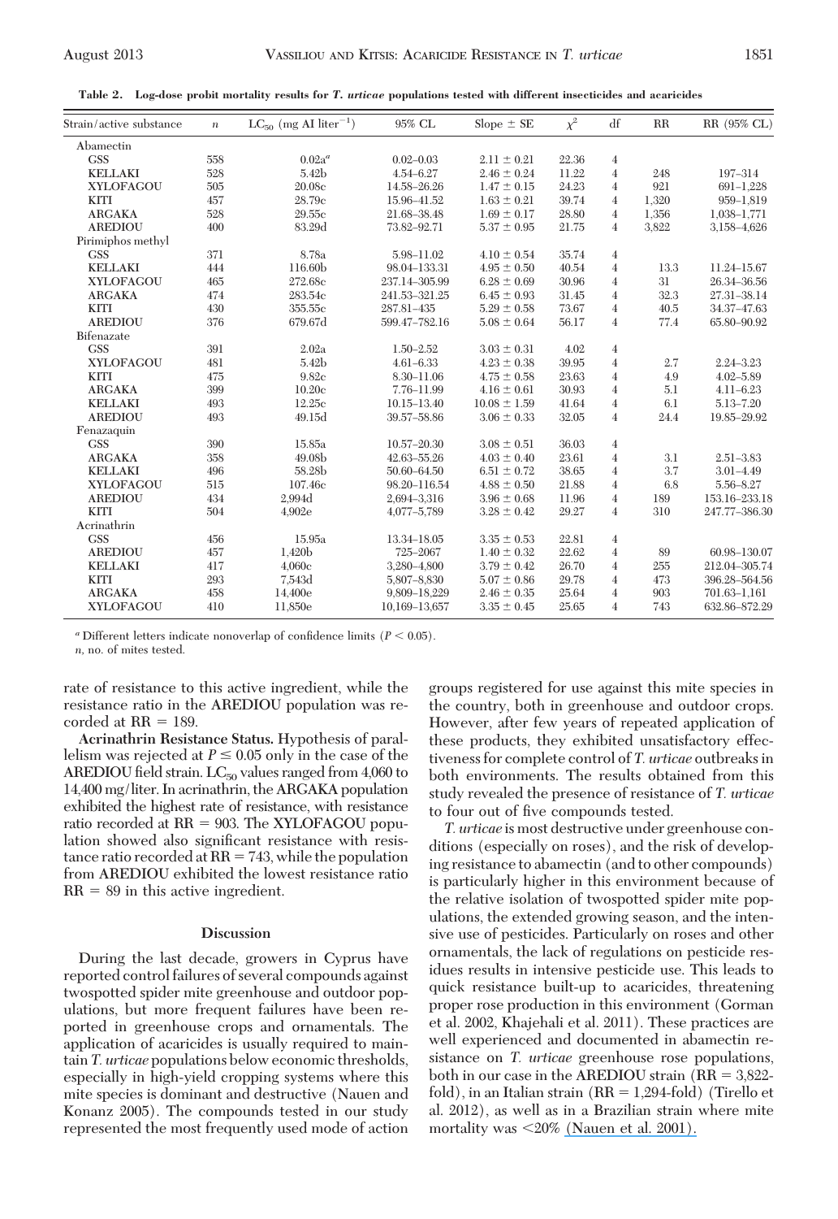**Table 2. Log-dose probit mortality results for *T. urticae* populations tested with different insecticides and acaricides**

| Strain/active substance | $n$ | $LC_{50}$ (mg AI liter$^{-1}$) | 95% CL | Slope ± SE | $\chi^2$ | df | RR | RR (95% CL) |
|---|---|---|---|---|---|---|---|---|
| Abamectin | | | | | | | | |
| GSS | 558 | 0.02a[a] | 0.02–0.03 | 2.11 ± 0.21 | 22.36 | 4 | | |
| KELLAKI | 528 | 5.42b | 4.54–6.27 | 2.46 ± 0.24 | 11.22 | 4 | 248 | 197–314 |
| XYLOFAGOU | 505 | 20.08c | 14.58–26.26 | 1.47 ± 0.15 | 24.23 | 4 | 921 | 691–1,228 |
| KITI | 457 | 28.79c | 15.96–41.52 | 1.63 ± 0.21 | 39.74 | 4 | 1,320 | 959–1,819 |
| ARGAKA | 528 | 29.55c | 21.68–38.48 | 1.69 ± 0.17 | 28.80 | 4 | 1,356 | 1,038–1,771 |
| AREDIOU | 400 | 83.29d | 73.82–92.71 | 5.37 ± 0.95 | 21.75 | 4 | 3,822 | 3,158–4,626 |
| Pirimiphos methyl | | | | | | | | |
| GSS | 371 | 8.78a | 5.98–11.02 | 4.10 ± 0.54 | 35.74 | 4 | | |
| KELLAKI | 444 | 116.60b | 98.04–133.31 | 4.95 ± 0.50 | 40.54 | 4 | 13.3 | 11.24–15.67 |
| XYLOFAGOU | 465 | 272.68c | 237.14–305.99 | 6.28 ± 0.69 | 30.96 | 4 | 31 | 26.34–36.56 |
| ARGAKA | 474 | 283.54c | 241.53–321.25 | 6.45 ± 0.93 | 31.45 | 4 | 32.3 | 27.31–38.14 |
| KITI | 430 | 355.55c | 287.81–435 | 5.29 ± 0.58 | 73.67 | 4 | 40.5 | 34.37–47.63 |
| AREDIOU | 376 | 679.67d | 599.47–782.16 | 5.08 ± 0.64 | 56.17 | 4 | 77.4 | 65.80–90.92 |
| Bifenazate | | | | | | | | |
| GSS | 391 | 2.02a | 1.50–2.52 | 3.03 ± 0.31 | 4.02 | 4 | | |
| XYLOFAGOU | 481 | 5.42b | 4.61–6.33 | 4.23 ± 0.38 | 39.95 | 4 | 2.7 | 2.24–3.23 |
| KITI | 475 | 9.82c | 8.30–11.06 | 4.75 ± 0.58 | 23.63 | 4 | 4.9 | 4.02–5.89 |
| ARGAKA | 399 | 10.20c | 7.76–11.99 | 4.16 ± 0.61 | 30.93 | 4 | 5.1 | 4.11–6.23 |
| KELLAKI | 493 | 12.25c | 10.15–13.40 | 10.08 ± 1.59 | 41.64 | 4 | 6.1 | 5.13–7.20 |
| AREDIOU | 493 | 49.15d | 39.57–58.86 | 3.06 ± 0.33 | 32.05 | 4 | 24.4 | 19.85–29.92 |
| Fenazaquin | | | | | | | | |
| GSS | 390 | 15.85a | 10.57–20.30 | 3.08 ± 0.51 | 36.03 | 4 | | |
| ARGAKA | 358 | 49.08b | 42.63–55.26 | 4.03 ± 0.40 | 23.61 | 4 | 3.1 | 2.51–3.83 |
| KELLAKI | 496 | 58.28b | 50.60–64.50 | 6.51 ± 0.72 | 38.65 | 4 | 3.7 | 3.01–4.49 |
| XYLOFAGOU | 515 | 107.46c | 98.20–116.54 | 4.88 ± 0.50 | 21.88 | 4 | 6.8 | 5.56–8.27 |
| AREDIOU | 434 | 2,994d | 2,694–3,316 | 3.96 ± 0.68 | 11.96 | 4 | 189 | 153.16–233.18 |
| KITI | 504 | 4,902e | 4,077–5,789 | 3.28 ± 0.42 | 29.27 | 4 | 310 | 247.77–386.30 |
| Acrinathrin | | | | | | | | |
| GSS | 456 | 15.95a | 13.34–18.05 | 3.35 ± 0.53 | 22.81 | 4 | | |
| AREDIOU | 457 | 1,420b | 725–2067 | 1.40 ± 0.32 | 22.62 | 4 | 89 | 60.98–130.07 |
| KELLAKI | 417 | 4,060c | 3,280–4,800 | 3.79 ± 0.42 | 26.70 | 4 | 255 | 212.04–305.74 |
| KITI | 293 | 7,543d | 5,807–8,830 | 5.07 ± 0.86 | 29.78 | 4 | 473 | 396.28–564.56 |
| ARGAKA | 458 | 14,400e | 9,809–18,229 | 2.46 ± 0.35 | 25.64 | 4 | 903 | 701.63–1,161 |
| XYLOFAGOU | 410 | 11,850e | 10,169–13,657 | 3.35 ± 0.45 | 25.65 | 4 | 743 | 632.86–872.29 |

[a] Different letters indicate nonoverlap of confidence limits ($P < 0.05$).

$n$, no. of mites tested.

rate of resistance to this active ingredient, while the resistance ratio in the AREDIOU population was recorded at RR = 189.

**Acrinathrin Resistance Status.** Hypothesis of parallelism was rejected at $P \leq 0.05$ only in the case of the AREDIOU field strain. $LC_{50}$ values ranged from 4,060 to 14,400 mg/liter. In acrinathrin, the ARGAKA population exhibited the highest rate of resistance, with resistance ratio recorded at RR = 903. The XYLOFAGOU population showed also significant resistance with resistance ratio recorded at RR = 743, while the population from AREDIOU exhibited the lowest resistance ratio RR = 89 in this active ingredient.

## Discussion

During the last decade, growers in Cyprus have reported control failures of several compounds against twospotted spider mite greenhouse and outdoor populations, but more frequent failures have been reported in greenhouse crops and ornamentals. The application of acaricides is usually required to maintain *T. urticae* populations below economic thresholds, especially in high-yield cropping systems where this mite species is dominant and destructive (Nauen and Konanz 2005). The compounds tested in our study represented the most frequently used mode of action groups registered for use against this mite species in the country, both in greenhouse and outdoor crops. However, after few years of repeated application of these products, they exhibited unsatisfactory effectiveness for complete control of *T. urticae* outbreaks in both environments. The results obtained from this study revealed the presence of resistance of *T. urticae* to four out of five compounds tested.

*T. urticae* is most destructive under greenhouse conditions (especially on roses), and the risk of developing resistance to abamectin (and to other compounds) is particularly higher in this environment because of the relative isolation of twospotted spider mite populations, the extended growing season, and the intensive use of pesticides. Particularly on roses and other ornamentals, the lack of regulations on pesticide residues results in intensive pesticide use. This leads to quick resistance built-up to acaricides, threatening proper rose production in this environment (Gorman et al. 2002, Khajehali et al. 2011). These practices are well experienced and documented in abamectin resistance on *T. urticae* greenhouse rose populations, both in our case in the AREDIOU strain (RR = 3,822-fold), in an Italian strain (RR = 1,294-fold) (Tirello et al. 2012), as well as in a Brazilian strain where mite mortality was <20% (Nauen et al. 2001).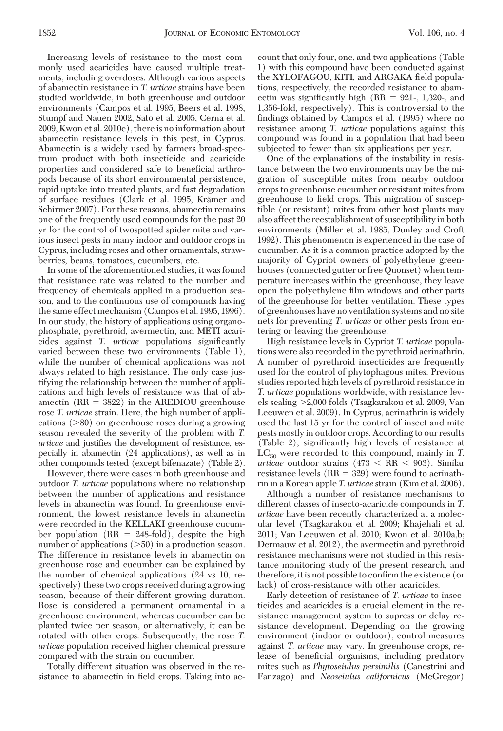Increasing levels of resistance to the most commonly used acaricides have caused multiple treatments, including overdoses. Although various aspects of abamectin resistance in *T. urticae* strains have been studied worldwide, in both greenhouse and outdoor environments (Campos et al. 1995, Beers et al. 1998, Stumpf and Nauen 2002, Sato et al. 2005, Cerna et al. 2009, Kwon et al. 2010c), there is no information about abamectin resistance levels in this pest, in Cyprus. Abamectin is a widely used by farmers broad-spectrum product with both insecticide and acaricide properties and considered safe to beneficial arthropods because of its short environmental persistence, rapid uptake into treated plants, and fast degradation of surface residues (Clark et al. 1995, Krämer and Schirmer 2007). For these reasons, abamectin remains one of the frequently used compounds for the past 20 yr for the control of twospotted spider mite and various insect pests in many indoor and outdoor crops in Cyprus, including roses and other ornamentals, strawberries, beans, tomatoes, cucumbers, etc.

In some of the aforementioned studies, it was found that resistance rate was related to the number and frequency of chemicals applied in a production season, and to the continuous use of compounds having the same effect mechanism (Campos et al. 1995, 1996). In our study, the history of applications using organophosphate, pyrethroid, avermectin, and METI acaricides against *T. urticae* populations significantly varied between these two environments (Table 1), while the number of chemical applications was not always related to high resistance. The only case justifying the relationship between the number of applications and high levels of resistance was that of abamectin (RR = 3822) in the AREDIOU greenhouse rose *T. urticae* strain. Here, the high number of applications (>80) on greenhouse roses during a growing season revealed the severity of the problem with *T. urticae* and justifies the development of resistance, especially in abamectin (24 applications), as well as in other compounds tested (except bifenazate) (Table 2).

However, there were cases in both greenhouse and outdoor *T. urticae* populations where no relationship between the number of applications and resistance levels in abamectin was found. In greenhouse environment, the lowest resistance levels in abamectin were recorded in the KELLAKI greenhouse cucumber population (RR = 248-fold), despite the high number of applications (>50) in a production season. The difference in resistance levels in abamectin on greenhouse rose and cucumber can be explained by the number of chemical applications (24 vs 10, respectively) these two crops received during a growing season, because of their different growing duration. Rose is considered a permanent ornamental in a greenhouse environment, whereas cucumber can be planted twice per season, or alternatively, it can be rotated with other crops. Subsequently, the rose *T. urticae* population received higher chemical pressure compared with the strain on cucumber.

Totally different situation was observed in the resistance to abamectin in field crops. Taking into account that only four, one, and two applications (Table 1) with this compound have been conducted against the **XYLOFAGOU**, **KITI**, and **ARGAKA** field populations, respectively, the recorded resistance to abamectin was significantly high (RR = 921-, 1,320-, and 1,356-fold, respectively). This is controversial to the findings obtained by Campos et al. (1995) where no resistance among *T. urticae* populations against this compound was found in a population that had been subjected to fewer than six applications per year.

One of the explanations of the instability in resistance between the two environments may be the migration of susceptible mites from nearby outdoor crops to greenhouse cucumber or resistant mites from greenhouse to field crops. This migration of susceptible (or resistant) mites from other host plants may also affect the reestablishment of susceptibility in both environments (Miller et al. 1985, Dunley and Croft 1992). This phenomenon is experienced in the case of cucumber. As it is a common practice adopted by the majority of Cypriot owners of polyethylene greenhouses (connected gutter or free Quonset) when temperature increases within the greenhouse, they leave open the polyethylene film windows and other parts of the greenhouse for better ventilation. These types of greenhouses have no ventilation systems and no site nets for preventing *T. urticae* or other pests from entering or leaving the greenhouse.

High resistance levels in Cypriot *T. urticae* populations were also recorded in the pyrethroid acrinathrin. A number of pyrethroid insecticides are frequently used for the control of phytophagous mites. Previous studies reported high levels of pyrethroid resistance in *T. urticae* populations worldwide, with resistance levels scaling >2,000 folds (Tsagkarakou et al. 2009, Van Leeuwen et al. 2009). In Cyprus, acrinathrin is widely used the last 15 yr for the control of insect and mite pests mostly in outdoor crops. According to our results (Table 2), significantly high levels of resistance at $LC_{50}$ were recorded to this compound, mainly in *T. urticae* outdoor strains (473 < RR < 903). Similar resistance levels (RR = 329) were found to acrinathrin in a Korean apple *T. urticae* strain (Kim et al. 2006).

Although a number of resistance mechanisms to different classes of insecto-acaricide compounds in *T. urticae* have been recently characterized at a molecular level (Tsagkarakou et al. 2009; Khajehali et al. 2011; Van Leeuwen et al. 2010; Kwon et al. 2010a,b; Dermauw et al. 2012), the avermectin and pyrethroid resistance mechanisms were not studied in this resistance monitoring study of the present research, and therefore, it is not possible to confirm the existence (or lack) of cross-resistance with other acaricides.

Early detection of resistance of *T. urticae* to insecticides and acaricides is a crucial element in the resistance management system to supress or delay resistance development. Depending on the growing environment (indoor or outdoor), control measures against *T. urticae* may vary. In greenhouse crops, release of beneficial organisms, including predatory mites such as *Phytoseiulus persimilis* (Canestrini and Fanzago) and *Neoseiulus californicus* (McGregor)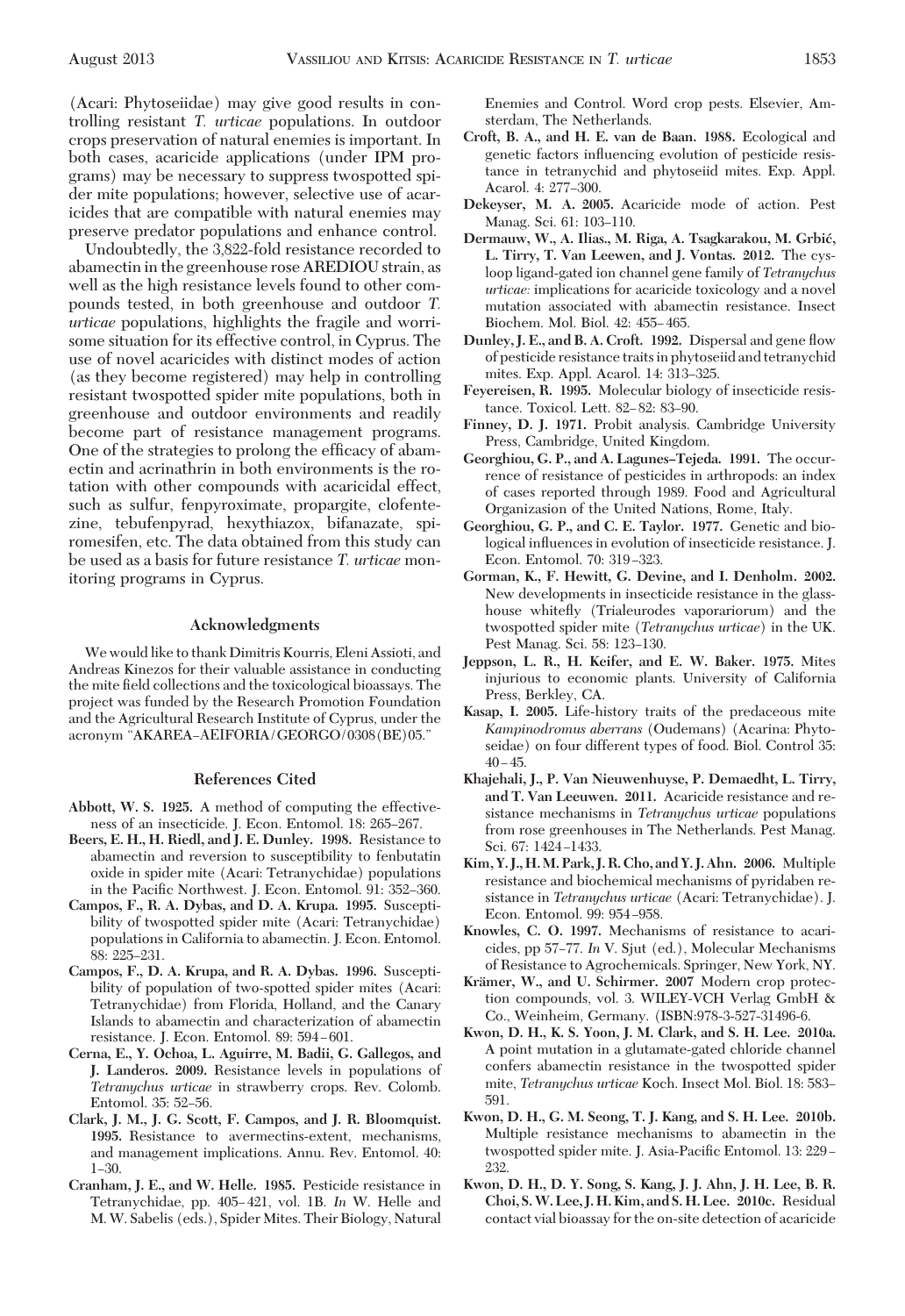(Acari: Phytoseiidae) may give good results in controlling resistant *T. urticae* populations. In outdoor crops preservation of natural enemies is important. In both cases, acaricide applications (under IPM programs) may be necessary to suppress twospotted spider mite populations; however, selective use of acaricides that are compatible with natural enemies may preserve predator populations and enhance control.

Undoubtedly, the 3,822-fold resistance recorded to abamectin in the greenhouse rose AREDIOU strain, as well as the high resistance levels found to other compounds tested, in both greenhouse and outdoor *T. urticae* populations, highlights the fragile and worrisome situation for its effective control, in Cyprus. The use of novel acaricides with distinct modes of action (as they become registered) may help in controlling resistant twospotted spider mite populations, both in greenhouse and outdoor environments and readily become part of resistance management programs. One of the strategies to prolong the efficacy of abamectin and acrinathrin in both environments is the rotation with other compounds with acaricidal effect, such as sulfur, fenpyroximate, propargite, clofentezine, tebufenpyrad, hexythiazox, bifanazate, spiromesifen, etc. The data obtained from this study can be used as a basis for future resistance *T. urticae* monitoring programs in Cyprus.

## Acknowledgments

We would like to thank Dimitris Kourris, Eleni Assioti, and Andreas Kinezos for their valuable assistance in conducting the mite field collections and the toxicological bioassays. The project was funded by the Research Promotion Foundation and the Agricultural Research Institute of Cyprus, under the acronym "AKAREA–AEIFORIA/GEORGO/0308(BE)05."

## References Cited

**Abbott, W. S. 1925.** A method of computing the effectiveness of an insecticide. J. Econ. Entomol. 18: 265–267.

**Beers, E. H., H. Riedl, and J. E. Dunley. 1998.** Resistance to abamectin and reversion to susceptibility to fenbutatin oxide in spider mite (Acari: Tetranychidae) populations in the Pacific Northwest. J. Econ. Entomol. 91: 352–360.

**Campos, F., R. A. Dybas, and D. A. Krupa. 1995.** Susceptibility of twospotted spider mite (Acari: Tetranychidae) populations in California to abamectin. J. Econ. Entomol. 88: 225–231.

**Campos, F., D. A. Krupa, and R. A. Dybas. 1996.** Susceptibility of population of two-spotted spider mites (Acari: Tetranychidae) from Florida, Holland, and the Canary Islands to abamectin and characterization of abamectin resistance. J. Econ. Entomol. 89: 594–601.

**Cerna, E., Y. Ochoa, L. Aguirre, M. Badii, G. Gallegos, and J. Landeros. 2009.** Resistance levels in populations of *Tetranychus urticae* in strawberry crops. Rev. Colomb. Entomol. 35: 52–56.

**Clark, J. M., J. G. Scott, F. Campos, and J. R. Bloomquist. 1995.** Resistance to avermectins-extent, mechanisms, and management implications. Annu. Rev. Entomol. 40: 1–30.

**Cranham, J. E., and W. Helle. 1985.** Pesticide resistance in Tetranychidae, pp. 405–421, vol. 1B. *In* W. Helle and M. W. Sabelis (eds.), Spider Mites. Their Biology, Natural Enemies and Control. Word crop pests. Elsevier, Amsterdam, The Netherlands.

**Croft, B. A., and H. E. van de Baan. 1988.** Ecological and genetic factors influencing evolution of pesticide resistance in tetranychid and phytoseiid mites. Exp. Appl. Acarol. 4: 277–300.

**Dekeyser, M. A. 2005.** Acaricide mode of action. Pest Manag. Sci. 61: 103–110.

**Dermauw, W., A. Ilias., M. Riga, A. Tsagkarakou, M. Grbić, L. Tirry, T. Van Leeuwen, and J. Vontas. 2012.** The cys-loop ligand-gated ion channel gene family of *Tetranychus urticae:* implications for acaricide toxicology and a novel mutation associated with abamectin resistance. Insect Biochem. Mol. Biol. 42: 455–465.

**Dunley, J. E., and B. A. Croft. 1992.** Dispersal and gene flow of pesticide resistance traits in phytoseiid and tetranychid mites. Exp. Appl. Acarol. 14: 313–325.

**Feyereisen, R. 1995.** Molecular biology of insecticide resistance. Toxicol. Lett. 82–82: 83–90.

**Finney, D. J. 1971.** Probit analysis. Cambridge University Press, Cambridge, United Kingdom.

**Georghiou, G. P., and A. Lagunes–Tejeda. 1991.** The occurrence of resistance of pesticides in arthropods: an index of cases reported through 1989. Food and Agricultural Organizasion of the United Nations, Rome, Italy.

**Georghiou, G. P., and C. E. Taylor. 1977.** Genetic and biological influences in evolution of insecticide resistance. J. Econ. Entomol. 70: 319–323.

**Gorman, K., F. Hewitt, G. Devine, and I. Denholm. 2002.** New developments in insecticide resistance in the glasshouse whitefly (Trialeurodes vaporariorum) and the twospotted spider mite (*Tetranychus urticae*) in the UK. Pest Manag. Sci. 58: 123–130.

**Jeppson, L. R., H. Keifer, and E. W. Baker. 1975.** Mites injurious to economic plants. University of California Press, Berkley, CA.

**Kasap, I. 2005.** Life-history traits of the predaceous mite *Kampinodromus aberrans* (Oudemans) (Acarina: Phytoseidae) on four different types of food. Biol. Control 35: 40–45.

**Khajehali, J., P. Van Nieuwenhuyse, P. Demaedht, L. Tirry, and T. Van Leeuwen. 2011.** Acaricide resistance and resistance mechanisms in *Tetranychus urticae* populations from rose greenhouses in The Netherlands. Pest Manag. Sci. 67: 1424–1433.

**Kim, Y. J., H. M. Park, J. R. Cho, and Y. J. Ahn. 2006.** Multiple resistance and biochemical mechanisms of pyridaben resistance in *Tetranychus urticae* (Acari: Tetranychidae). J. Econ. Entomol. 99: 954–958.

**Knowles, C. O. 1997.** Mechanisms of resistance to acaricides, pp 57–77. *In* V. Sjut (ed.), Molecular Mechanisms of Resistance to Agrochemicals. Springer, New York, NY.

**Krämer, W., and U. Schirmer. 2007** Modern crop protection compounds, vol. 3. WILEY-VCH Verlag GmbH & Co., Weinheim, Germany. (ISBN:978-3-527-31496-6.

**Kwon, D. H., K. S. Yoon, J. M. Clark, and S. H. Lee. 2010a.** A point mutation in a glutamate-gated chloride channel confers abamectin resistance in the twospotted spider mite, *Tetranychus urticae* Koch. Insect Mol. Biol. 18: 583–591.

**Kwon, D. H., G. M. Seong, T. J. Kang, and S. H. Lee. 2010b.** Multiple resistance mechanisms to abamectin in the twospotted spider mite. J. Asia-Pacific Entomol. 13: 229–232.

**Kwon, D. H., D. Y. Song, S. Kang, J. J. Ahn, J. H. Lee, B. R. Choi, S. W. Lee, J. H. Kim, and S. H. Lee. 2010c.** Residual contact vial bioassay for the on-site detection of acaricide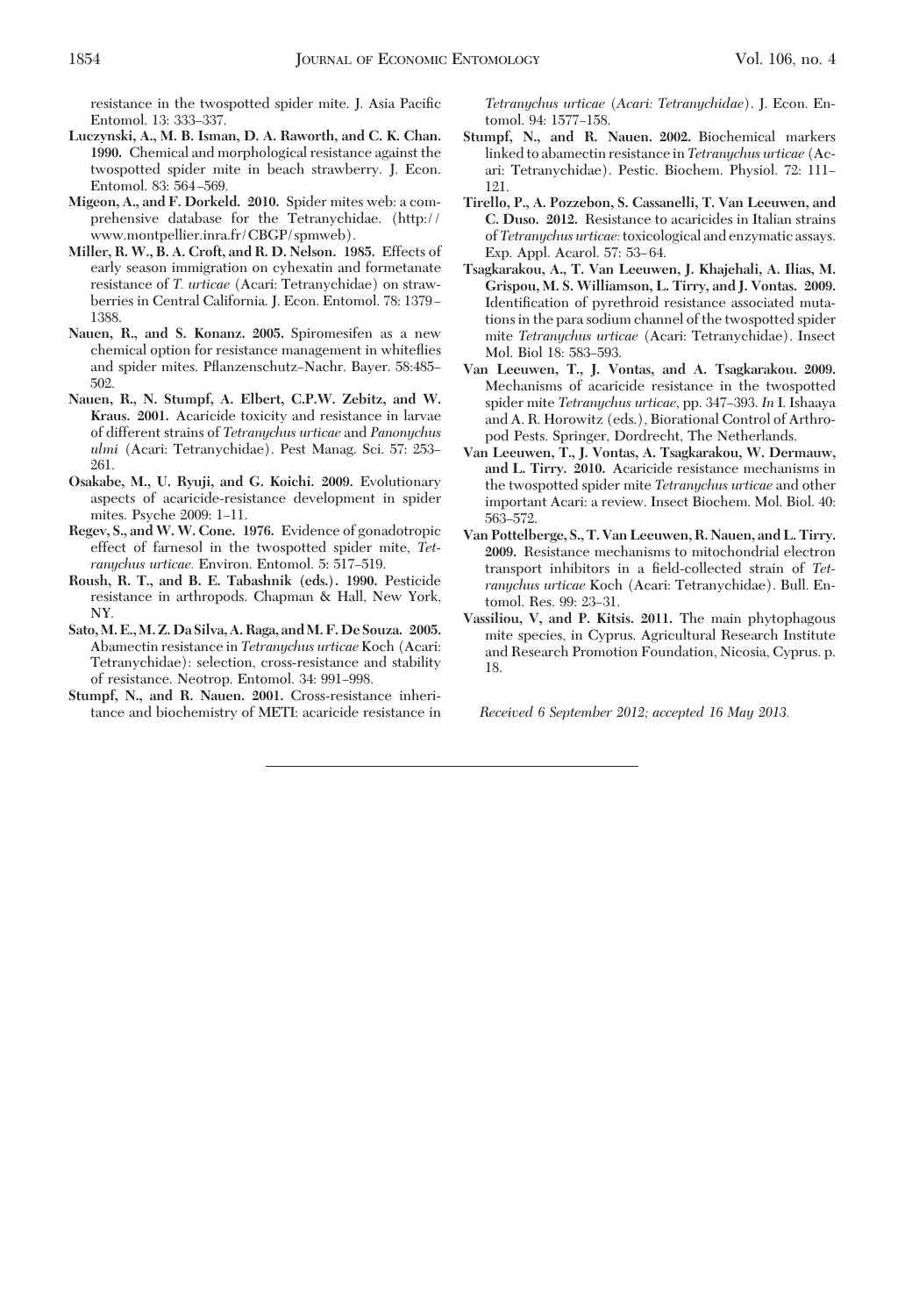resistance in the twospotted spider mite. J. Asia Pacific Entomol. 13: 333–337.

**Luczynski, A., M. B. Isman, D. A. Raworth, and C. K. Chan. 1990.** Chemical and morphological resistance against the twospotted spider mite in beach strawberry. J. Econ. Entomol. 83: 564–569.

**Migeon, A., and F. Dorkeld. 2010.** Spider mites web: a comprehensive database for the Tetranychidae. (http://www.montpellier.inra.fr/CBGP/spmweb).

**Miller, R. W., B. A. Croft, and R. D. Nelson. 1985.** Effects of early season immigration on cyhexatin and formetanate resistance of *T. urticae* (Acari: Tetranychidae) on strawberries in Central California. J. Econ. Entomol. 78: 1379–1388.

**Nauen, R., and S. Konanz. 2005.** Spiromesifen as a new chemical option for resistance management in whiteflies and spider mites. Pflanzenschutz–Nachr. Bayer. 58:485–502.

**Nauen, R., N. Stumpf, A. Elbert, C.P.W. Zebitz, and W. Kraus. 2001.** Acaricide toxicity and resistance in larvae of different strains of *Tetranychus urticae* and *Panonychus ulmi* (Acari: Tetranychidae). Pest Manag. Sci. 57: 253–261.

**Osakabe, M., U. Ryuji, and G. Koichi. 2009.** Evolutionary aspects of acaricide-resistance development in spider mites. Psyche 2009: 1–11.

**Regev, S., and W. W. Cone. 1976.** Evidence of gonadotropic effect of farnesol in the twospotted spider mite, *Tetranychus urticae.* Environ. Entomol. 5: 517–519.

**Roush, R. T., and B. E. Tabashnik (eds.). 1990.** Pesticide resistance in arthropods. Chapman & Hall, New York, NY.

**Sato, M. E., M. Z. Da Silva, A. Raga, and M. F. De Souza. 2005.** Abamectin resistance in *Tetranychus urticae* Koch (Acari: Tetranychidae): selection, cross-resistance and stability of resistance. Neotrop. Entomol. 34: 991–998.

**Stumpf, N., and R. Nauen. 2001.** Cross-resistance inheritance and biochemistry of METI: acaricide resistance in *Tetranychus urticae* (*Acari: Tetranychidae*). J. Econ. Entomol. 94: 1577–158.

**Stumpf, N., and R. Nauen. 2002.** Biochemical markers linked to abamectin resistance in *Tetranychus urticae* (Acari: Tetranychidae). Pestic. Biochem. Physiol. 72: 111–121.

**Tirello, P., A. Pozzebon, S. Cassanelli, T. Van Leeuwen, and C. Duso. 2012.** Resistance to acaricides in Italian strains of *Tetranychus urticae:* toxicological and enzymatic assays. Exp. Appl. Acarol. 57: 53–64.

**Tsagkarakou, A., T. Van Leeuwen, J. Khajehali, A. Ilias, M. Grispou, M. S. Williamson, L. Tirry, and J. Vontas. 2009.** Identification of pyrethroid resistance associated mutations in the para sodium channel of the twospotted spider mite *Tetranychus urticae* (Acari: Tetranychidae). Insect Mol. Biol 18: 583–593.

**Van Leeuwen, T., J. Vontas, and A. Tsagkarakou. 2009.** Mechanisms of acaricide resistance in the twospotted spider mite *Tetranychus urticae*, pp. 347–393. *In* I. Ishaaya and A. R. Horowitz (eds.), Biorational Control of Arthropod Pests. Springer, Dordrecht, The Netherlands.

**Van Leeuwen, T., J. Vontas, A. Tsagkarakou, W. Dermauw, and L. Tirry. 2010.** Acaricide resistance mechanisms in the twospotted spider mite *Tetranychus urticae* and other important Acari: a review. Insect Biochem. Mol. Biol. 40: 563–572.

**Van Pottelberge, S., T. Van Leeuwen, R. Nauen, and L. Tirry. 2009.** Resistance mechanisms to mitochondrial electron transport inhibitors in a field-collected strain of *Tetranychus urticae* Koch (Acari: Tetranychidae). Bull. Entomol. Res. 99: 23–31.

**Vassiliou, V, and P. Kitsis. 2011.** The main phytophagous mite species, in Cyprus. Agricultural Research Institute and Research Promotion Foundation, Nicosia, Cyprus. p. 18.

*Received 6 September 2012; accepted 16 May 2013.*